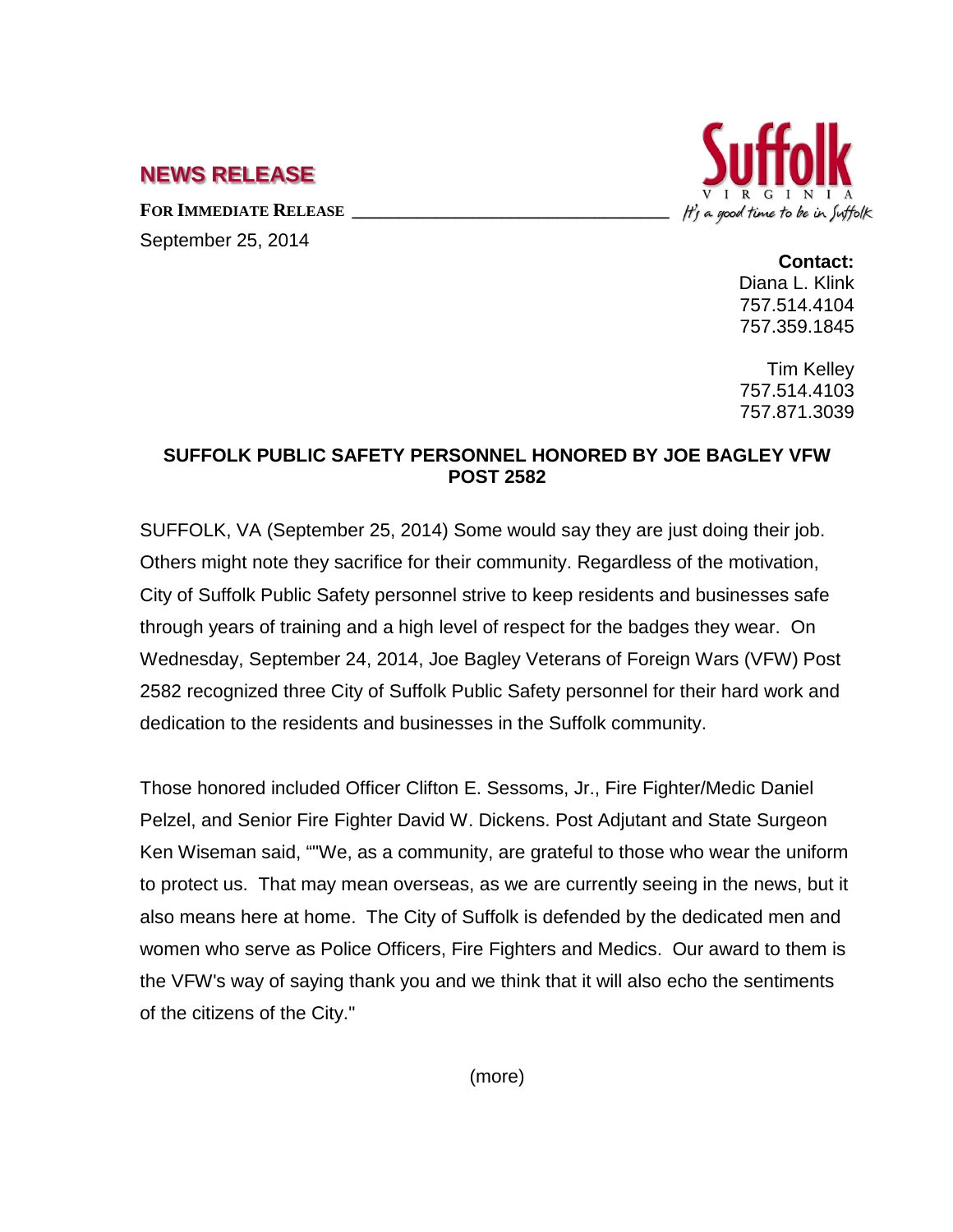# NEWS RELEASE

**FOR IMMEDIATE RELEASE**

September 25, 2014

**Contact:**
Diana L. Klink
757.514.4104
757.359.1845

Tim Kelley
757.514.4103
757.871.3039

## SUFFOLK PUBLIC SAFETY PERSONNEL HONORED BY JOE BAGLEY VFW POST 2582

SUFFOLK, VA (September 25, 2014) Some would say they are just doing their job. Others might note they sacrifice for their community. Regardless of the motivation, City of Suffolk Public Safety personnel strive to keep residents and businesses safe through years of training and a high level of respect for the badges they wear. On Wednesday, September 24, 2014, Joe Bagley Veterans of Foreign Wars (VFW) Post 2582 recognized three City of Suffolk Public Safety personnel for their hard work and dedication to the residents and businesses in the Suffolk community.

Those honored included Officer Clifton E. Sessoms, Jr., Fire Fighter/Medic Daniel Pelzel, and Senior Fire Fighter David W. Dickens. Post Adjutant and State Surgeon Ken Wiseman said, ""We, as a community, are grateful to those who wear the uniform to protect us. That may mean overseas, as we are currently seeing in the news, but it also means here at home. The City of Suffolk is defended by the dedicated men and women who serve as Police Officers, Fire Fighters and Medics. Our award to them is the VFW's way of saying thank you and we think that it will also echo the sentiments of the citizens of the City."

(more)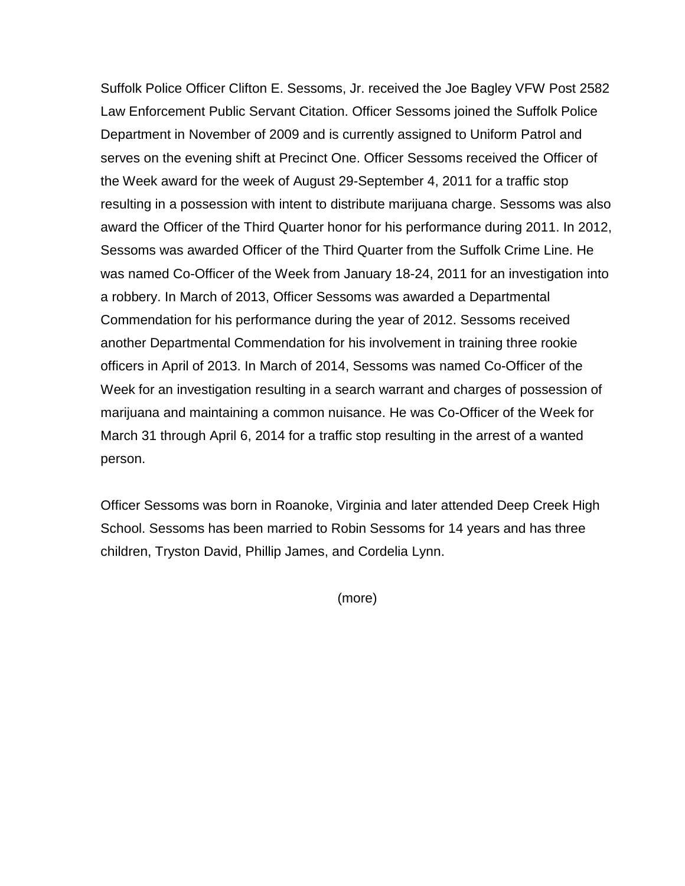Suffolk Police Officer Clifton E. Sessoms, Jr. received the Joe Bagley VFW Post 2582 Law Enforcement Public Servant Citation. Officer Sessoms joined the Suffolk Police Department in November of 2009 and is currently assigned to Uniform Patrol and serves on the evening shift at Precinct One. Officer Sessoms received the Officer of the Week award for the week of August 29-September 4, 2011 for a traffic stop resulting in a possession with intent to distribute marijuana charge. Sessoms was also award the Officer of the Third Quarter honor for his performance during 2011. In 2012, Sessoms was awarded Officer of the Third Quarter from the Suffolk Crime Line. He was named Co-Officer of the Week from January 18-24, 2011 for an investigation into a robbery. In March of 2013, Officer Sessoms was awarded a Departmental Commendation for his performance during the year of 2012. Sessoms received another Departmental Commendation for his involvement in training three rookie officers in April of 2013. In March of 2014, Sessoms was named Co-Officer of the Week for an investigation resulting in a search warrant and charges of possession of marijuana and maintaining a common nuisance. He was Co-Officer of the Week for March 31 through April 6, 2014 for a traffic stop resulting in the arrest of a wanted person.

Officer Sessoms was born in Roanoke, Virginia and later attended Deep Creek High School. Sessoms has been married to Robin Sessoms for 14 years and has three children, Tryston David, Phillip James, and Cordelia Lynn.

(more)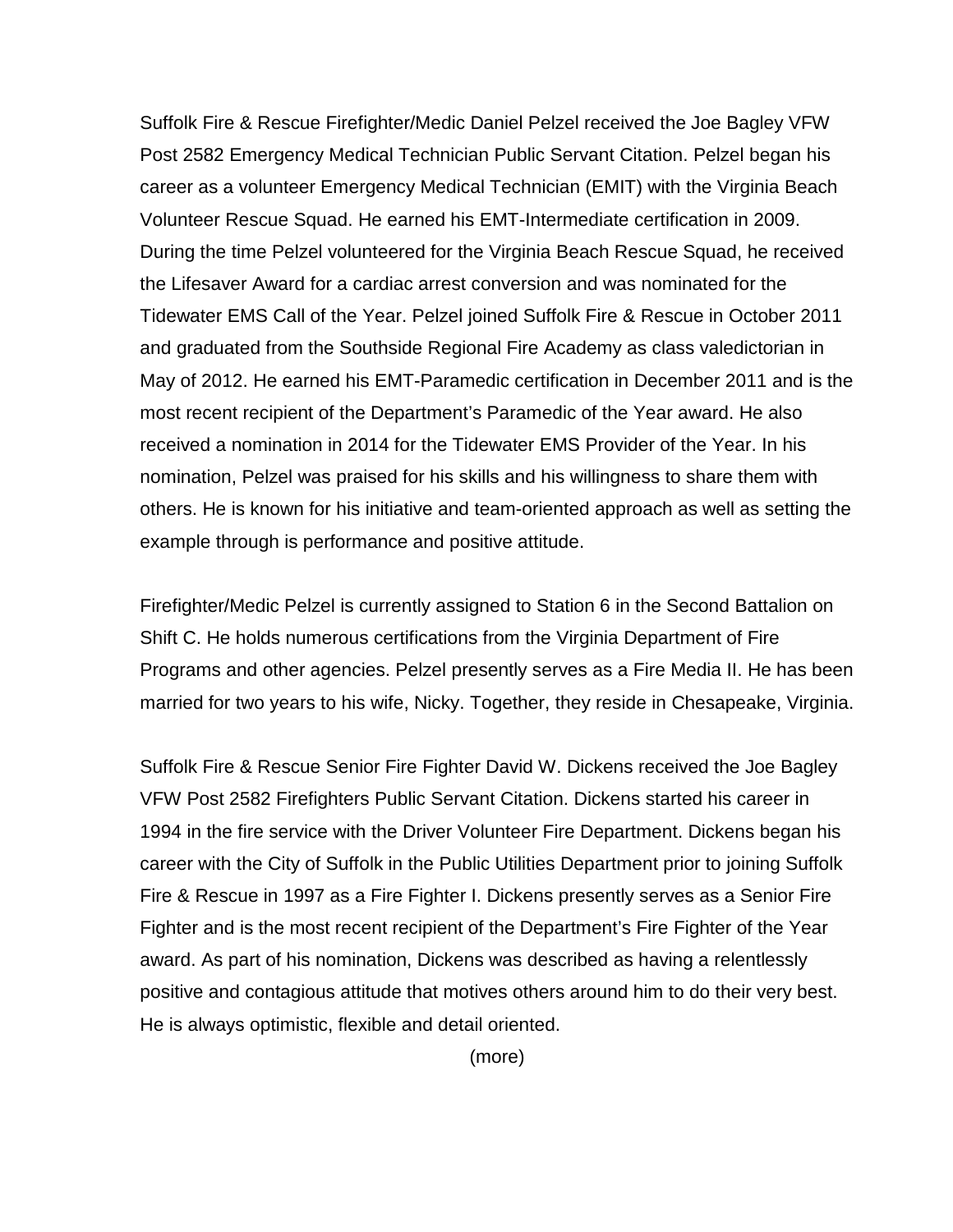Suffolk Fire & Rescue Firefighter/Medic Daniel Pelzel received the Joe Bagley VFW Post 2582 Emergency Medical Technician Public Servant Citation. Pelzel began his career as a volunteer Emergency Medical Technician (EMIT) with the Virginia Beach Volunteer Rescue Squad. He earned his EMT-Intermediate certification in 2009. During the time Pelzel volunteered for the Virginia Beach Rescue Squad, he received the Lifesaver Award for a cardiac arrest conversion and was nominated for the Tidewater EMS Call of the Year. Pelzel joined Suffolk Fire & Rescue in October 2011 and graduated from the Southside Regional Fire Academy as class valedictorian in May of 2012. He earned his EMT-Paramedic certification in December 2011 and is the most recent recipient of the Department's Paramedic of the Year award. He also received a nomination in 2014 for the Tidewater EMS Provider of the Year. In his nomination, Pelzel was praised for his skills and his willingness to share them with others. He is known for his initiative and team-oriented approach as well as setting the example through is performance and positive attitude.

Firefighter/Medic Pelzel is currently assigned to Station 6 in the Second Battalion on Shift C. He holds numerous certifications from the Virginia Department of Fire Programs and other agencies. Pelzel presently serves as a Fire Media II. He has been married for two years to his wife, Nicky. Together, they reside in Chesapeake, Virginia.

Suffolk Fire & Rescue Senior Fire Fighter David W. Dickens received the Joe Bagley VFW Post 2582 Firefighters Public Servant Citation. Dickens started his career in 1994 in the fire service with the Driver Volunteer Fire Department. Dickens began his career with the City of Suffolk in the Public Utilities Department prior to joining Suffolk Fire & Rescue in 1997 as a Fire Fighter I. Dickens presently serves as a Senior Fire Fighter and is the most recent recipient of the Department's Fire Fighter of the Year award. As part of his nomination, Dickens was described as having a relentlessly positive and contagious attitude that motives others around him to do their very best. He is always optimistic, flexible and detail oriented.

(more)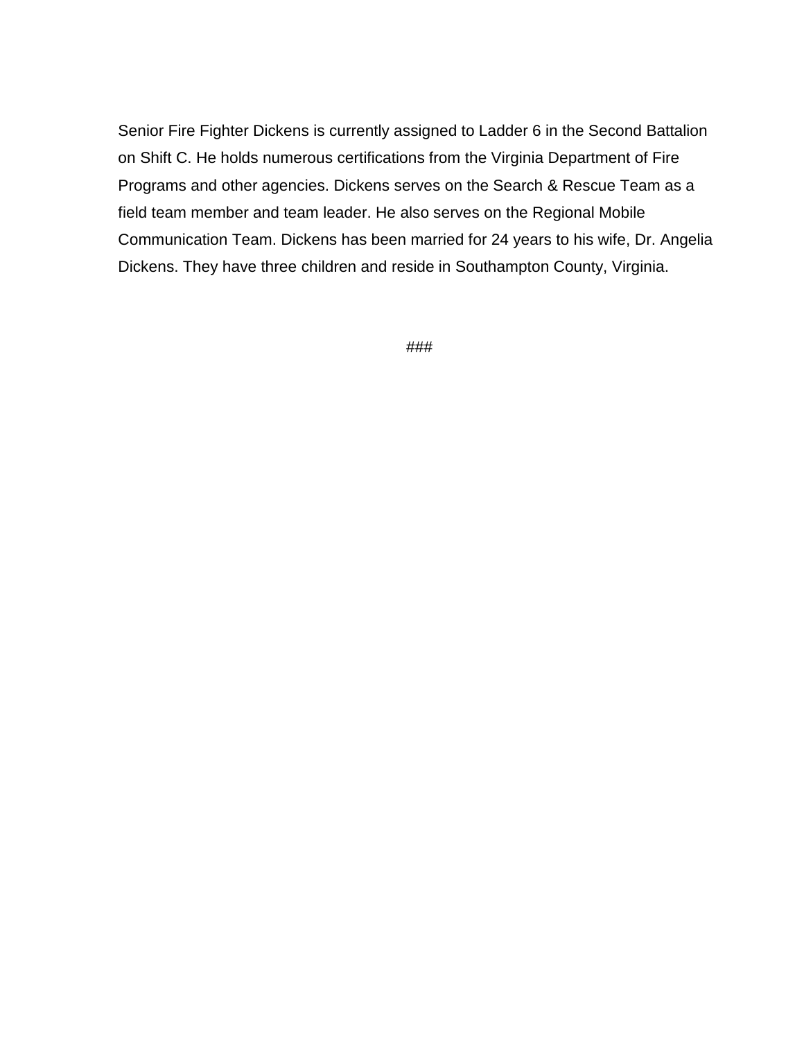Senior Fire Fighter Dickens is currently assigned to Ladder 6 in the Second Battalion on Shift C. He holds numerous certifications from the Virginia Department of Fire Programs and other agencies. Dickens serves on the Search & Rescue Team as a field team member and team leader. He also serves on the Regional Mobile Communication Team. Dickens has been married for 24 years to his wife, Dr. Angelia Dickens. They have three children and reside in Southampton County, Virginia.

###